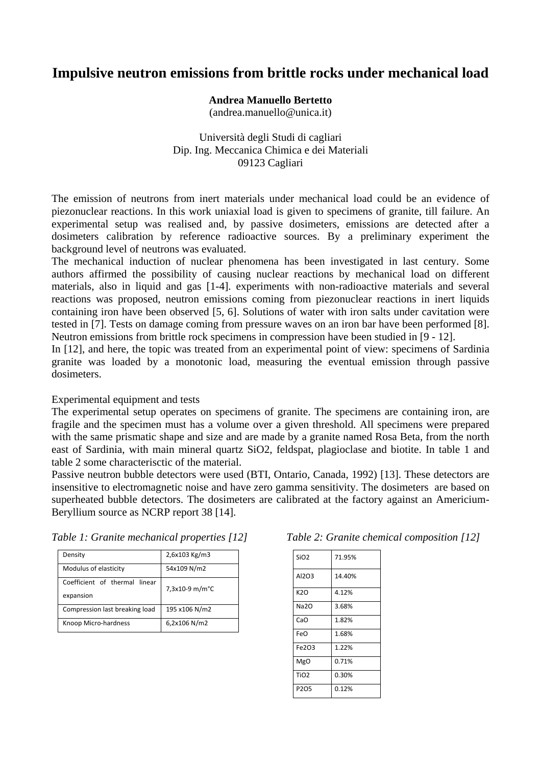# Impulsive neutron emissions from brittle rocks under mechanical load

**Andrea Manuello Bertetto**
(andrea.manuello@unica.it)

Università degli Studi di cagliari
Dip. Ing. Meccanica Chimica e dei Materiali
09123 Cagliari

The emission of neutrons from inert materials under mechanical load could be an evidence of piezonuclear reactions. In this work uniaxial load is given to specimens of granite, till failure. An experimental setup was realised and, by passive dosimeters, emissions are detected after a dosimeters calibration by reference radioactive sources. By a preliminary experiment the background level of neutrons was evaluated.

The mechanical induction of nuclear phenomena has been investigated in last century. Some authors affirmed the possibility of causing nuclear reactions by mechanical load on different materials, also in liquid and gas [1-4]. experiments with non-radioactive materials and several reactions was proposed, neutron emissions coming from piezonuclear reactions in inert liquids containing iron have been observed [5, 6]. Solutions of water with iron salts under cavitation were tested in [7]. Tests on damage coming from pressure waves on an iron bar have been performed [8]. Neutron emissions from brittle rock specimens in compression have been studied in [9 - 12].

In [12], and here, the topic was treated from an experimental point of view: specimens of Sardinia granite was loaded by a monotonic load, measuring the eventual emission through passive dosimeters.

Experimental equipment and tests

The experimental setup operates on specimens of granite. The specimens are containing iron, are fragile and the specimen must has a volume over a given threshold. All specimens were prepared with the same prismatic shape and size and are made by a granite named Rosa Beta, from the north east of Sardinia, with main mineral quartz $SiO_2$, feldspat, plagioclase and biotite. In table 1 and table 2 some characterisctic of the material.

Passive neutron bubble detectors were used (BTI, Ontario, Canada, 1992) [13]. These detectors are insensitive to electromagnetic noise and have zero gamma sensitivity. The dosimeters are based on superheated bubble detectors. The dosimeters are calibrated at the factory against an Americium-Beryllium source as NCRP report 38 [14].

*Table 1: Granite mechanical properties [12]*

| Property | Value |
|---|---|
| Density | $2{,}6 \times 10^3$ Kg/m3 |
| Modulus of elasticity | $54 \times 10^9$ N/m2 |
| Coefficient of thermal linear expansion | $7{,}3 \times 10^{-9}$ m/m°C |
| Compression last breaking load | $195 \times 10^6$ N/m2 |
| Knoop Micro-hardness | $6{,}2 \times 10^6$ N/m2 |

*Table 2: Granite chemical composition [12]*

| Compound | % |
|---|---|
| $SiO_2$ | 71.95% |
| $Al_2O_3$ | 14.40% |
| $K_2O$ | 4.12% |
| $Na_2O$ | 3.68% |
| $CaO$ | 1.82% |
| $FeO$ | 1.68% |
| $Fe_2O_3$ | 1.22% |
| $MgO$ | 0.71% |
| $TiO_2$ | 0.30% |
| $P_2O_5$ | 0.12% |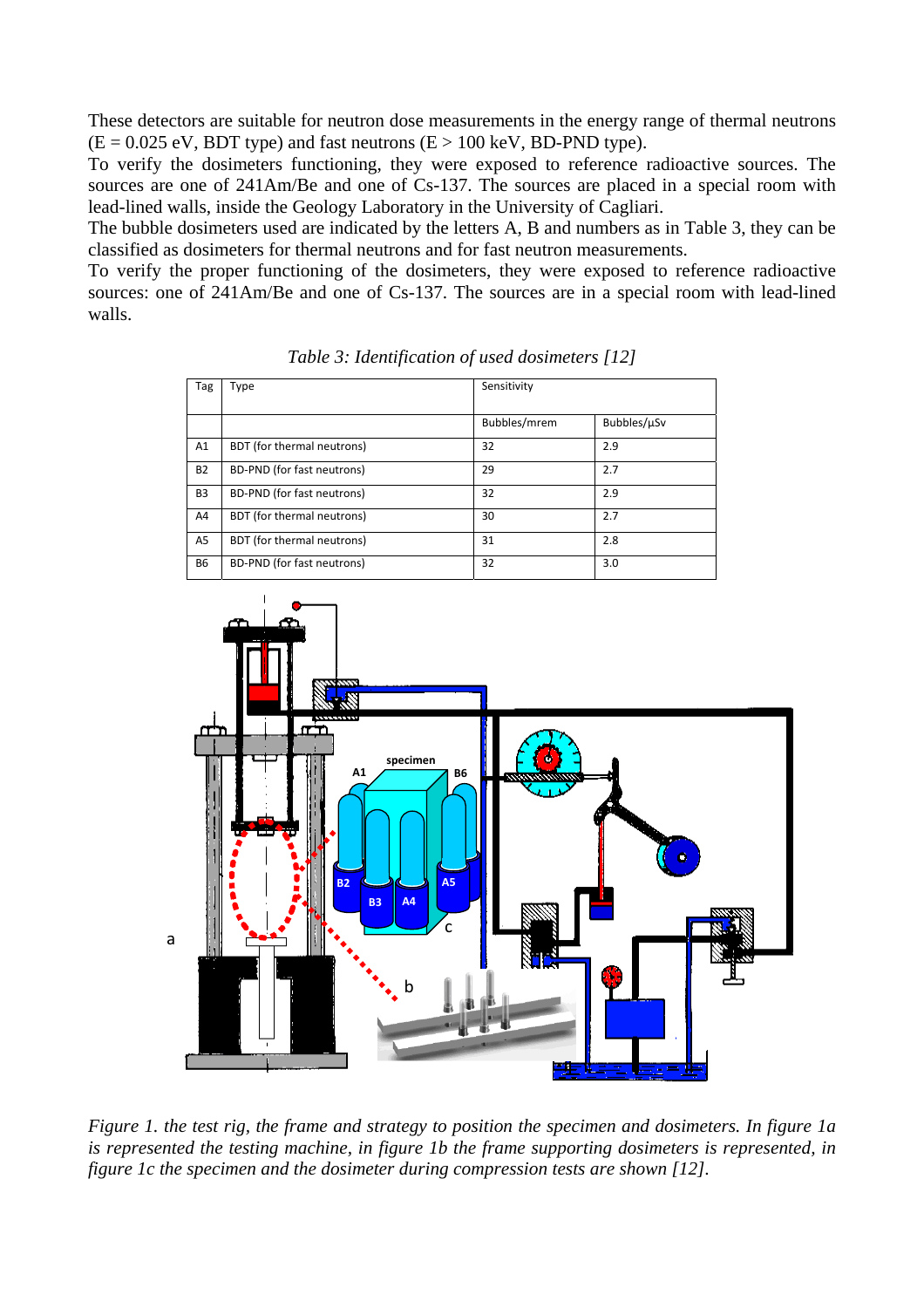These detectors are suitable for neutron dose measurements in the energy range of thermal neutrons (E = 0.025 eV, BDT type) and fast neutrons (E > 100 keV, BD-PND type).
To verify the dosimeters functioning, they were exposed to reference radioactive sources. The sources are one of 241Am/Be and one of Cs-137. The sources are placed in a special room with lead-lined walls, inside the Geology Laboratory in the University of Cagliari.
The bubble dosimeters used are indicated by the letters A, B and numbers as in Table 3, they can be classified as dosimeters for thermal neutrons and for fast neutron measurements.
To verify the proper functioning of the dosimeters, they were exposed to reference radioactive sources: one of 241Am/Be and one of Cs-137. The sources are in a special room with lead-lined walls.

*Table 3: Identification of used dosimeters [12]*

| Tag | Type | Sensitivity | |
|---|---|---|---|
| | | Bubbles/mrem | Bubbles/μSv |
| A1 | BDT (for thermal neutrons) | 32 | 2.9 |
| B2 | BD-PND (for fast neutrons) | 29 | 2.7 |
| B3 | BD-PND (for fast neutrons) | 32 | 2.9 |
| A4 | BDT (for thermal neutrons) | 30 | 2.7 |
| A5 | BDT (for thermal neutrons) | 31 | 2.8 |
| B6 | BD-PND (for fast neutrons) | 32 | 3.0 |

*Figure 1. the test rig, the frame and strategy to position the specimen and dosimeters. In figure 1a is represented the testing machine, in figure 1b the frame supporting dosimeters is represented, in figure 1c the specimen and the dosimeter during compression tests are shown [12].*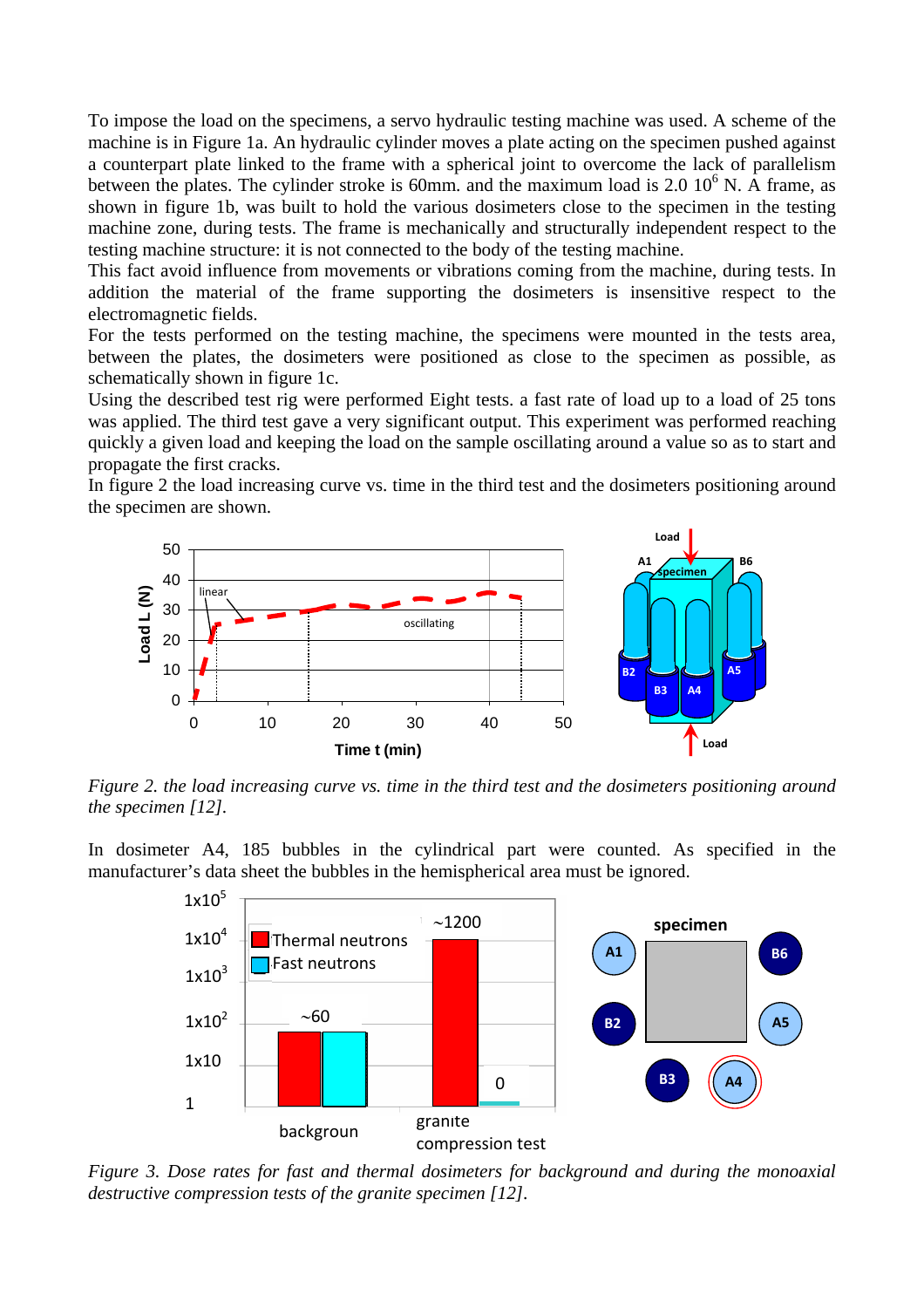To impose the load on the specimens, a servo hydraulic testing machine was used. A scheme of the machine is in Figure 1a. An hydraulic cylinder moves a plate acting on the specimen pushed against a counterpart plate linked to the frame with a spherical joint to overcome the lack of parallelism between the plates. The cylinder stroke is 60mm. and the maximum load is 2.0 $10^6$ N. A frame, as shown in figure 1b, was built to hold the various dosimeters close to the specimen in the testing machine zone, during tests. The frame is mechanically and structurally independent respect to the testing machine structure: it is not connected to the body of the testing machine.

This fact avoid influence from movements or vibrations coming from the machine, during tests. In addition the material of the frame supporting the dosimeters is insensitive respect to the electromagnetic fields.

For the tests performed on the testing machine, the specimens were mounted in the tests area, between the plates, the dosimeters were positioned as close to the specimen as possible, as schematically shown in figure 1c.

Using the described test rig were performed Eight tests. a fast rate of load up to a load of 25 tons was applied. The third test gave a very significant output. This experiment was performed reaching quickly a given load and keeping the load on the sample oscillating around a value so as to start and propagate the first cracks.

In figure 2 the load increasing curve vs. time in the third test and the dosimeters positioning around the specimen are shown.

*Figure 2. the load increasing curve vs. time in the third test and the dosimeters positioning around the specimen [12].*

In dosimeter A4, 185 bubbles in the cylindrical part were counted. As specified in the manufacturer's data sheet the bubbles in the hemispherical area must be ignored.

*Figure 3. Dose rates for fast and thermal dosimeters for background and during the monoaxial destructive compression tests of the granite specimen [12].*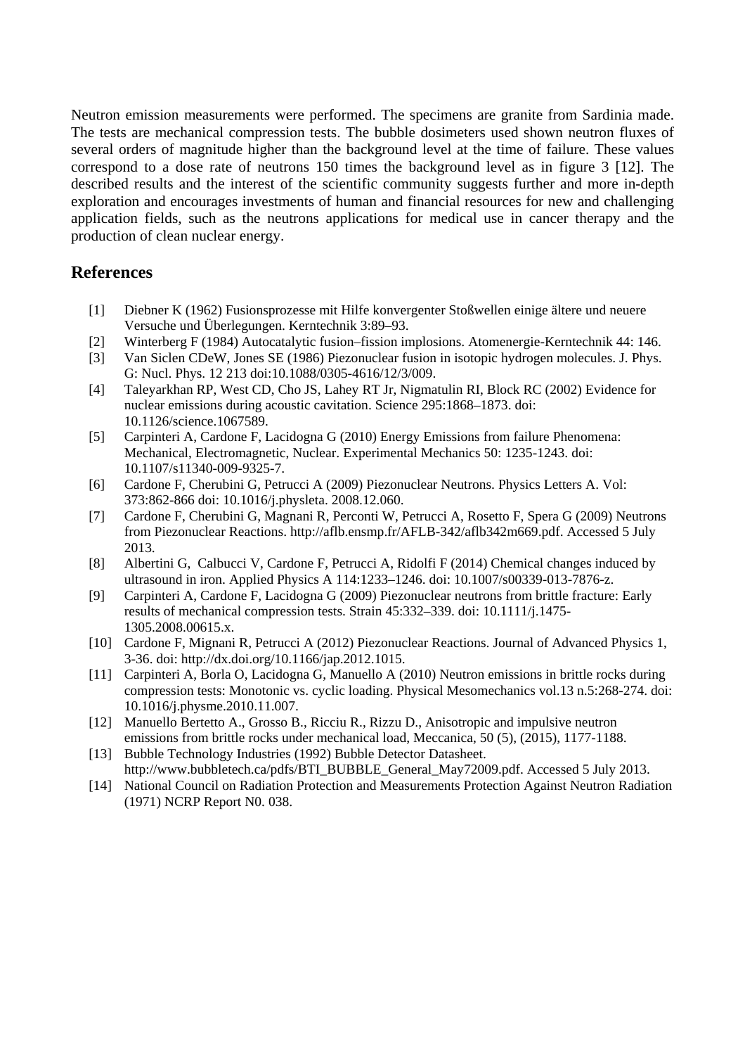Neutron emission measurements were performed. The specimens are granite from Sardinia made. The tests are mechanical compression tests. The bubble dosimeters used shown neutron fluxes of several orders of magnitude higher than the background level at the time of failure. These values correspond to a dose rate of neutrons 150 times the background level as in figure 3 [12]. The described results and the interest of the scientific community suggests further and more in-depth exploration and encourages investments of human and financial resources for new and challenging application fields, such as the neutrons applications for medical use in cancer therapy and the production of clean nuclear energy.

## References

[1] Diebner K (1962) Fusionsprozesse mit Hilfe konvergenter Stoßwellen einige ältere und neuere Versuche und Überlegungen. Kerntechnik 3:89–93.

[2] Winterberg F (1984) Autocatalytic fusion–fission implosions. Atomenergie-Kerntechnik 44: 146.

[3] Van Siclen CDeW, Jones SE (1986) Piezonuclear fusion in isotopic hydrogen molecules. J. Phys. G: Nucl. Phys. 12 213 doi:10.1088/0305-4616/12/3/009.

[4] Taleyarkhan RP, West CD, Cho JS, Lahey RT Jr, Nigmatulin RI, Block RC (2002) Evidence for nuclear emissions during acoustic cavitation. Science 295:1868–1873. doi: 10.1126/science.1067589.

[5] Carpinteri A, Cardone F, Lacidogna G (2010) Energy Emissions from failure Phenomena: Mechanical, Electromagnetic, Nuclear. Experimental Mechanics 50: 1235-1243. doi: 10.1107/s11340-009-9325-7.

[6] Cardone F, Cherubini G, Petrucci A (2009) Piezonuclear Neutrons. Physics Letters A. Vol: 373:862-866 doi: 10.1016/j.physleta. 2008.12.060.

[7] Cardone F, Cherubini G, Magnani R, Perconti W, Petrucci A, Rosetto F, Spera G (2009) Neutrons from Piezonuclear Reactions. http://aflb.ensmp.fr/AFLB-342/aflb342m669.pdf. Accessed 5 July 2013.

[8] Albertini G, Calbucci V, Cardone F, Petrucci A, Ridolfi F (2014) Chemical changes induced by ultrasound in iron. Applied Physics A 114:1233–1246. doi: 10.1007/s00339-013-7876-z.

[9] Carpinteri A, Cardone F, Lacidogna G (2009) Piezonuclear neutrons from brittle fracture: Early results of mechanical compression tests. Strain 45:332–339. doi: 10.1111/j.1475-1305.2008.00615.x.

[10] Cardone F, Mignani R, Petrucci A (2012) Piezonuclear Reactions. Journal of Advanced Physics 1, 3-36. doi: http://dx.doi.org/10.1166/jap.2012.1015.

[11] Carpinteri A, Borla O, Lacidogna G, Manuello A (2010) Neutron emissions in brittle rocks during compression tests: Monotonic vs. cyclic loading. Physical Mesomechanics vol.13 n.5:268-274. doi: 10.1016/j.physme.2010.11.007.

[12] Manuello Bertetto A., Grosso B., Ricciu R., Rizzu D., Anisotropic and impulsive neutron emissions from brittle rocks under mechanical load, Meccanica, 50 (5), (2015), 1177-1188.

[13] Bubble Technology Industries (1992) Bubble Detector Datasheet. http://www.bubbletech.ca/pdfs/BTI_BUBBLE_General_May72009.pdf. Accessed 5 July 2013.

[14] National Council on Radiation Protection and Measurements Protection Against Neutron Radiation (1971) NCRP Report N0. 038.